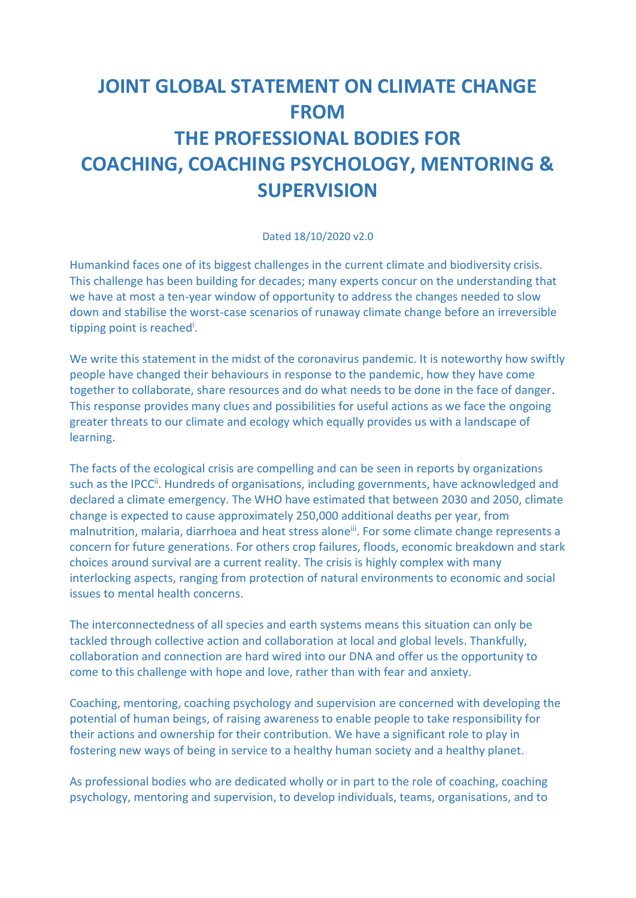# JOINT GLOBAL STATEMENT ON CLIMATE CHANGE FROM THE PROFESSIONAL BODIES FOR COACHING, COACHING PSYCHOLOGY, MENTORING & SUPERVISION

Dated 18/10/2020 v2.0

Humankind faces one of its biggest challenges in the current climate and biodiversity crisis. This challenge has been building for decades; many experts concur on the understanding that we have at most a ten-year window of opportunity to address the changes needed to slow down and stabilise the worst-case scenarios of runaway climate change before an irreversible tipping point is reached[i].

We write this statement in the midst of the coronavirus pandemic. It is noteworthy how swiftly people have changed their behaviours in response to the pandemic, how they have come together to collaborate, share resources and do what needs to be done in the face of danger. This response provides many clues and possibilities for useful actions as we face the ongoing greater threats to our climate and ecology which equally provides us with a landscape of learning.

The facts of the ecological crisis are compelling and can be seen in reports by organizations such as the IPCC[ii]. Hundreds of organisations, including governments, have acknowledged and declared a climate emergency. The WHO have estimated that between 2030 and 2050, climate change is expected to cause approximately 250,000 additional deaths per year, from malnutrition, malaria, diarrhoea and heat stress alone[iii]. For some climate change represents a concern for future generations. For others crop failures, floods, economic breakdown and stark choices around survival are a current reality. The crisis is highly complex with many interlocking aspects, ranging from protection of natural environments to economic and social issues to mental health concerns.

The interconnectedness of all species and earth systems means this situation can only be tackled through collective action and collaboration at local and global levels. Thankfully, collaboration and connection are hard wired into our DNA and offer us the opportunity to come to this challenge with hope and love, rather than with fear and anxiety.

Coaching, mentoring, coaching psychology and supervision are concerned with developing the potential of human beings, of raising awareness to enable people to take responsibility for their actions and ownership for their contribution. We have a significant role to play in fostering new ways of being in service to a healthy human society and a healthy planet.

As professional bodies who are dedicated wholly or in part to the role of coaching, coaching psychology, mentoring and supervision, to develop individuals, teams, organisations, and to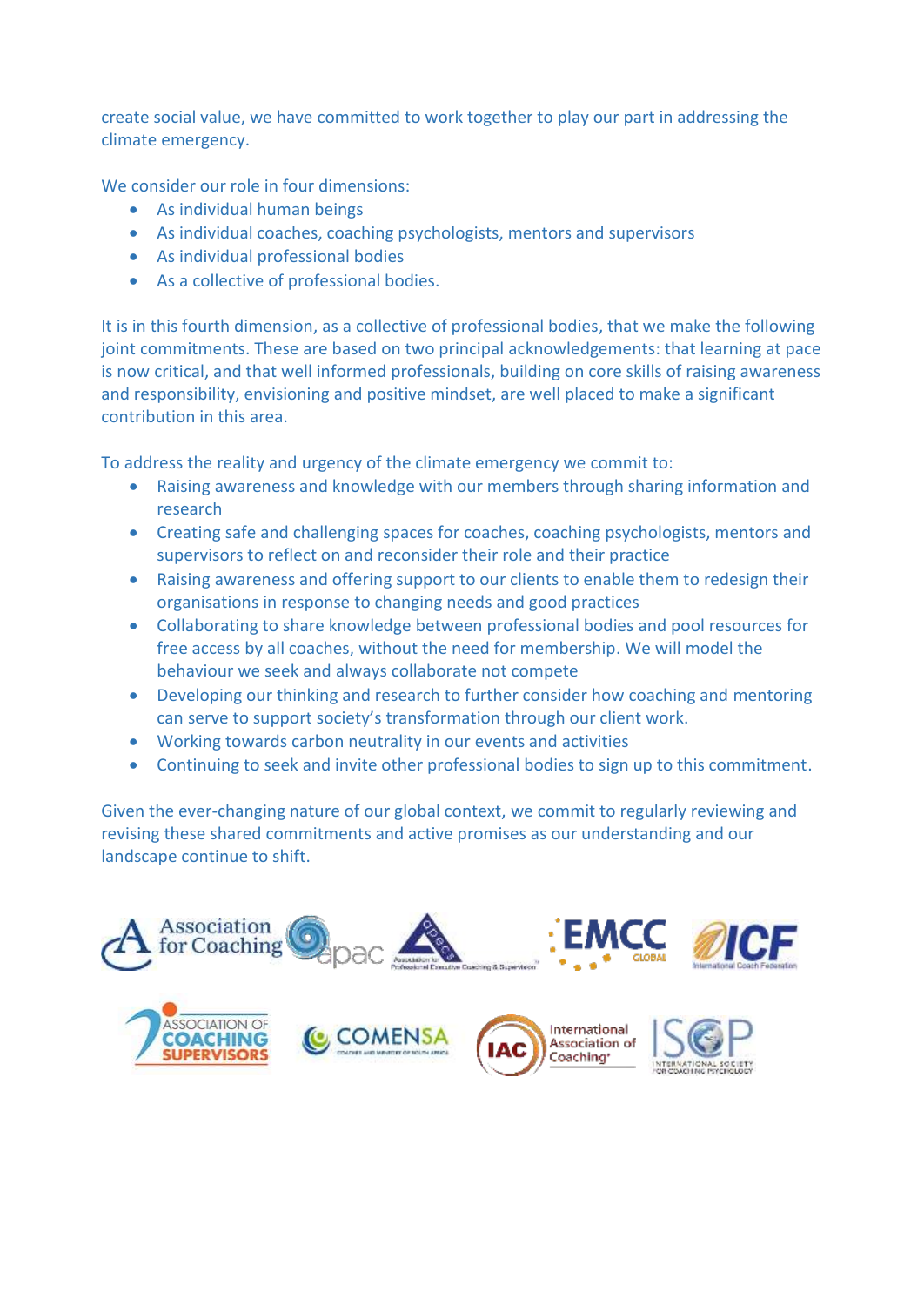create social value, we have committed to work together to play our part in addressing the climate emergency.

We consider our role in four dimensions:

- As individual human beings
- As individual coaches, coaching psychologists, mentors and supervisors
- As individual professional bodies
- As a collective of professional bodies.

It is in this fourth dimension, as a collective of professional bodies, that we make the following joint commitments. These are based on two principal acknowledgements: that learning at pace is now critical, and that well informed professionals, building on core skills of raising awareness and responsibility, envisioning and positive mindset, are well placed to make a significant contribution in this area.

To address the reality and urgency of the climate emergency we commit to:

- Raising awareness and knowledge with our members through sharing information and research
- Creating safe and challenging spaces for coaches, coaching psychologists, mentors and supervisors to reflect on and reconsider their role and their practice
- Raising awareness and offering support to our clients to enable them to redesign their organisations in response to changing needs and good practices
- Collaborating to share knowledge between professional bodies and pool resources for free access by all coaches, without the need for membership. We will model the behaviour we seek and always collaborate not compete
- Developing our thinking and research to further consider how coaching and mentoring can serve to support society's transformation through our client work.
- Working towards carbon neutrality in our events and activities
- Continuing to seek and invite other professional bodies to sign up to this commitment.

Given the ever-changing nature of our global context, we commit to regularly reviewing and revising these shared commitments and active promises as our understanding and our landscape continue to shift.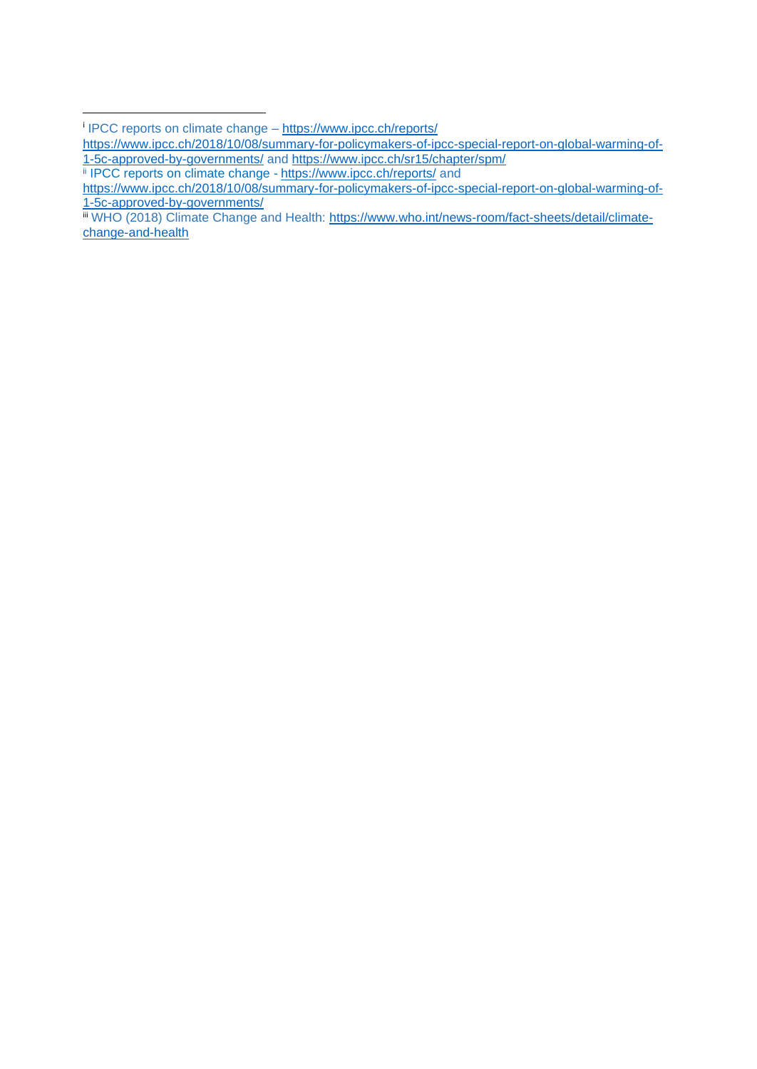[i] IPCC reports on climate change – https://www.ipcc.ch/reports/ https://www.ipcc.ch/2018/10/08/summary-for-policymakers-of-ipcc-special-report-on-global-warming-of-1-5c-approved-by-governments/ and https://www.ipcc.ch/sr15/chapter/spm/

[ii] IPCC reports on climate change - https://www.ipcc.ch/reports/ and https://www.ipcc.ch/2018/10/08/summary-for-policymakers-of-ipcc-special-report-on-global-warming-of-1-5c-approved-by-governments/

[iii] WHO (2018) Climate Change and Health: https://www.who.int/news-room/fact-sheets/detail/climate-change-and-health